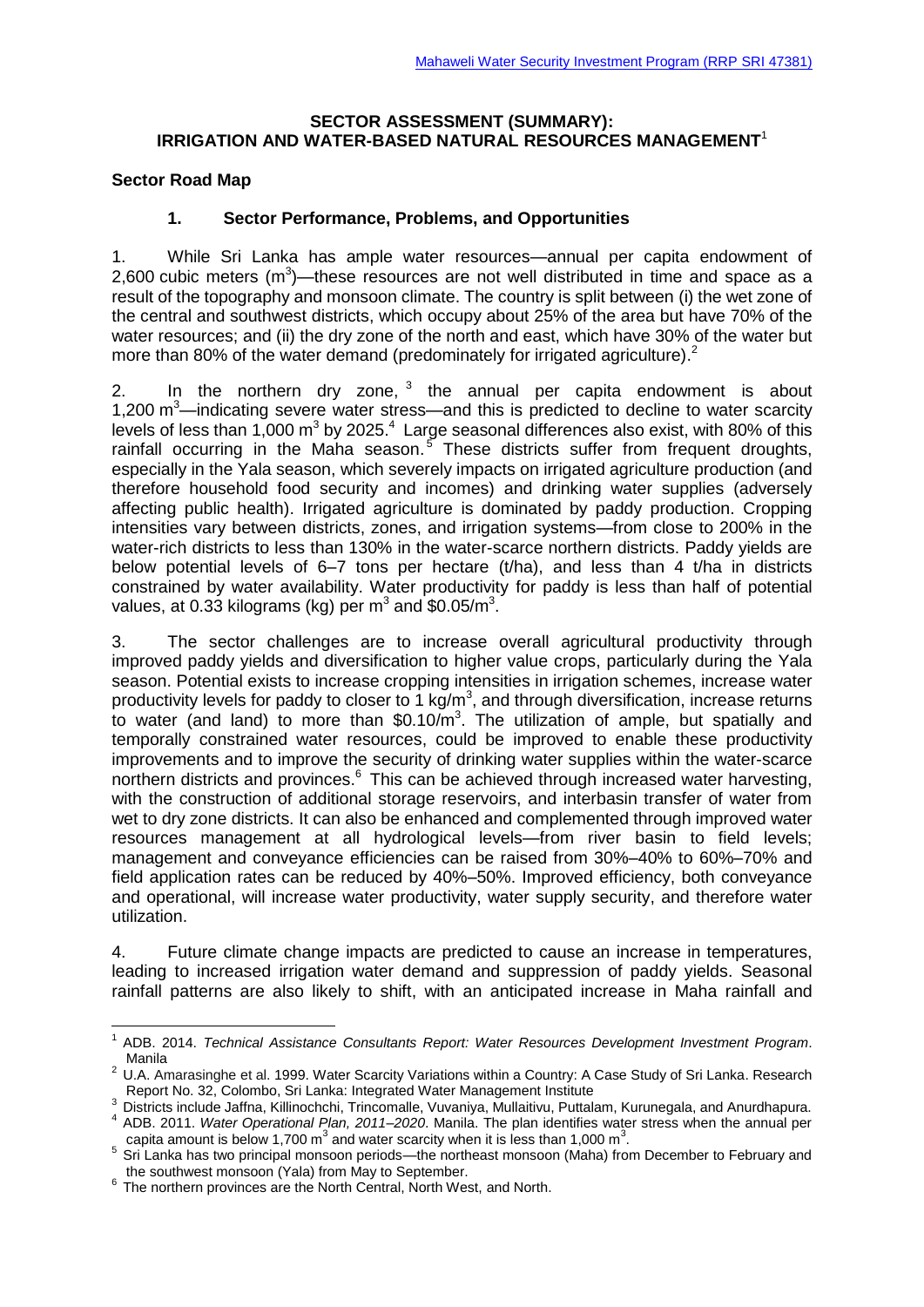## SECTOR ASSESSMENT (SUMMARY): IRRIGATION AND WATER-BASED NATURAL RESOURCES MANAGEMENT[1]

### Sector Road Map

#### 1. Sector Performance, Problems, and Opportunities

1. While Sri Lanka has ample water resources—annual per capita endowment of 2,600 cubic meters ($m^3$)—these resources are not well distributed in time and space as a result of the topography and monsoon climate. The country is split between (i) the wet zone of the central and southwest districts, which occupy about 25% of the area but have 70% of the water resources; and (ii) the dry zone of the north and east, which have 30% of the water but more than 80% of the water demand (predominately for irrigated agriculture).[2]

2. In the northern dry zone,[3] the annual per capita endowment is about 1,200 $m^3$—indicating severe water stress—and this is predicted to decline to water scarcity levels of less than 1,000 $m^3$ by 2025.[4] Large seasonal differences also exist, with 80% of this rainfall occurring in the Maha season.[5] These districts suffer from frequent droughts, especially in the Yala season, which severely impacts on irrigated agriculture production (and therefore household food security and incomes) and drinking water supplies (adversely affecting public health). Irrigated agriculture is dominated by paddy production. Cropping intensities vary between districts, zones, and irrigation systems—from close to 200% in the water-rich districts to less than 130% in the water-scarce northern districts. Paddy yields are below potential levels of 6–7 tons per hectare (t/ha), and less than 4 t/ha in districts constrained by water availability. Water productivity for paddy is less than half of potential values, at 0.33 kilograms (kg) per $m^3$ and \$0.05/$m^3$.

3. The sector challenges are to increase overall agricultural productivity through improved paddy yields and diversification to higher value crops, particularly during the Yala season. Potential exists to increase cropping intensities in irrigation schemes, increase water productivity levels for paddy to closer to 1 kg/$m^3$, and through diversification, increase returns to water (and land) to more than \$0.10/$m^3$. The utilization of ample, but spatially and temporally constrained water resources, could be improved to enable these productivity improvements and to improve the security of drinking water supplies within the water-scarce northern districts and provinces.[6] This can be achieved through increased water harvesting, with the construction of additional storage reservoirs, and interbasin transfer of water from wet to dry zone districts. It can also be enhanced and complemented through improved water resources management at all hydrological levels—from river basin to field levels; management and conveyance efficiencies can be raised from 30%–40% to 60%–70% and field application rates can be reduced by 40%–50%. Improved efficiency, both conveyance and operational, will increase water productivity, water supply security, and therefore water utilization.

4. Future climate change impacts are predicted to cause an increase in temperatures, leading to increased irrigation water demand and suppression of paddy yields. Seasonal rainfall patterns are also likely to shift, with an anticipated increase in Maha rainfall and

---

[1] ADB. 2014. *Technical Assistance Consultants Report: Water Resources Development Investment Program*. Manila

[2] U.A. Amarasinghe et al. 1999. Water Scarcity Variations within a Country: A Case Study of Sri Lanka. Research Report No. 32, Colombo, Sri Lanka: Integrated Water Management Institute

[3] Districts include Jaffna, Killinochchi, Trincomalle, Vuvaniya, Mullaitivu, Puttalam, Kurunegala, and Anurdhapura.

[4] ADB. 2011. *Water Operational Plan, 2011–2020*. Manila. The plan identifies water stress when the annual per capita amount is below 1,700 $m^3$ and water scarcity when it is less than 1,000 $m^3$.

[5] Sri Lanka has two principal monsoon periods—the northeast monsoon (Maha) from December to February and the southwest monsoon (Yala) from May to September.

[6] The northern provinces are the North Central, North West, and North.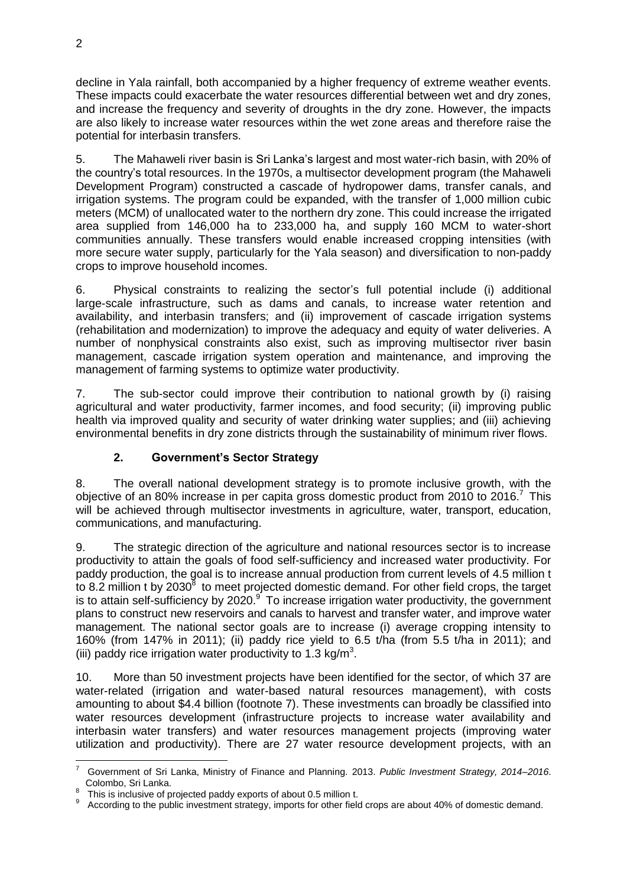decline in Yala rainfall, both accompanied by a higher frequency of extreme weather events. These impacts could exacerbate the water resources differential between wet and dry zones, and increase the frequency and severity of droughts in the dry zone. However, the impacts are also likely to increase water resources within the wet zone areas and therefore raise the potential for interbasin transfers.

5. The Mahaweli river basin is Sri Lanka's largest and most water-rich basin, with 20% of the country's total resources. In the 1970s, a multisector development program (the Mahaweli Development Program) constructed a cascade of hydropower dams, transfer canals, and irrigation systems. The program could be expanded, with the transfer of 1,000 million cubic meters (MCM) of unallocated water to the northern dry zone. This could increase the irrigated area supplied from 146,000 ha to 233,000 ha, and supply 160 MCM to water-short communities annually. These transfers would enable increased cropping intensities (with more secure water supply, particularly for the Yala season) and diversification to non-paddy crops to improve household incomes.

6. Physical constraints to realizing the sector's full potential include (i) additional large-scale infrastructure, such as dams and canals, to increase water retention and availability, and interbasin transfers; and (ii) improvement of cascade irrigation systems (rehabilitation and modernization) to improve the adequacy and equity of water deliveries. A number of nonphysical constraints also exist, such as improving multisector river basin management, cascade irrigation system operation and maintenance, and improving the management of farming systems to optimize water productivity.

7. The sub-sector could improve their contribution to national growth by (i) raising agricultural and water productivity, farmer incomes, and food security; (ii) improving public health via improved quality and security of water drinking water supplies; and (iii) achieving environmental benefits in dry zone districts through the sustainability of minimum river flows.

## 2. Government's Sector Strategy

8. The overall national development strategy is to promote inclusive growth, with the objective of an 80% increase in per capita gross domestic product from 2010 to 2016.[7] This will be achieved through multisector investments in agriculture, water, transport, education, communications, and manufacturing.

9. The strategic direction of the agriculture and national resources sector is to increase productivity to attain the goals of food self-sufficiency and increased water productivity. For paddy production, the goal is to increase annual production from current levels of 4.5 million t to 8.2 million t by 2030[8] to meet projected domestic demand. For other field crops, the target is to attain self-sufficiency by 2020.[9] To increase irrigation water productivity, the government plans to construct new reservoirs and canals to harvest and transfer water, and improve water management. The national sector goals are to increase (i) average cropping intensity to 160% (from 147% in 2011); (ii) paddy rice yield to 6.5 t/ha (from 5.5 t/ha in 2011); and (iii) paddy rice irrigation water productivity to 1.3 kg/m$^3$.

10. More than 50 investment projects have been identified for the sector, of which 37 are water-related (irrigation and water-based natural resources management), with costs amounting to about $4.4 billion (footnote 7). These investments can broadly be classified into water resources development (infrastructure projects to increase water availability and interbasin water transfers) and water resources management projects (improving water utilization and productivity). There are 27 water resource development projects, with an

---

[7] Government of Sri Lanka, Ministry of Finance and Planning. 2013. *Public Investment Strategy, 2014–2016*. Colombo, Sri Lanka.

[8] This is inclusive of projected paddy exports of about 0.5 million t.

[9] According to the public investment strategy, imports for other field crops are about 40% of domestic demand.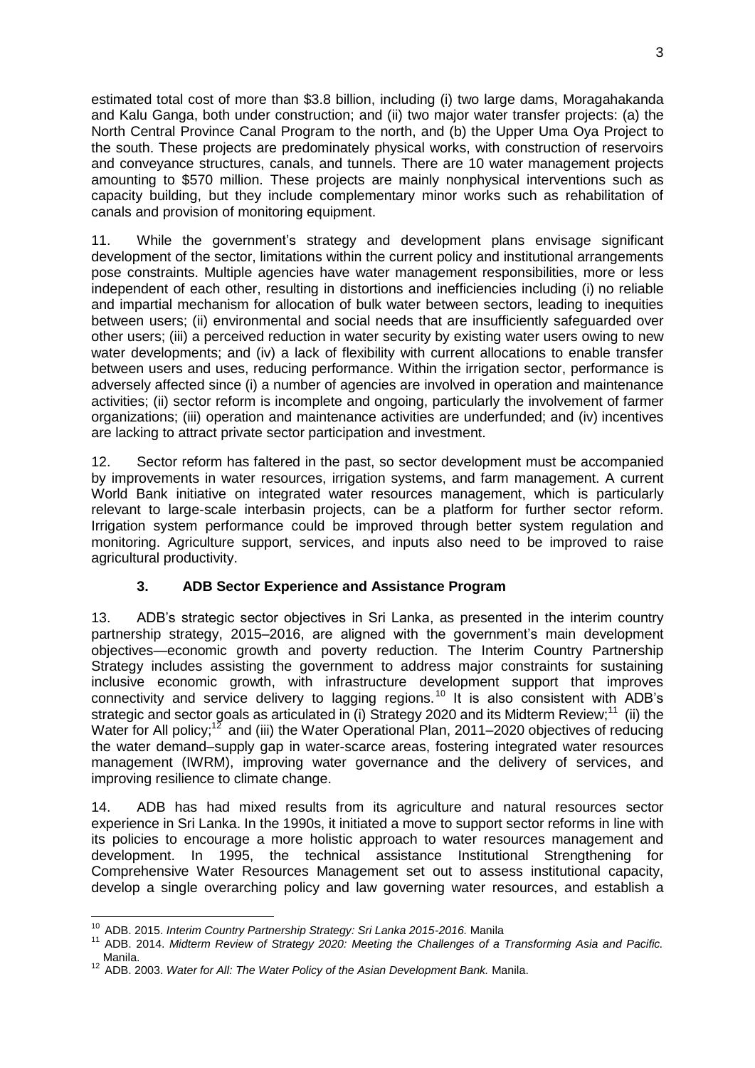estimated total cost of more than $3.8 billion, including (i) two large dams, Moragahakanda and Kalu Ganga, both under construction; and (ii) two major water transfer projects: (a) the North Central Province Canal Program to the north, and (b) the Upper Uma Oya Project to the south. These projects are predominately physical works, with construction of reservoirs and conveyance structures, canals, and tunnels. There are 10 water management projects amounting to $570 million. These projects are mainly nonphysical interventions such as capacity building, but they include complementary minor works such as rehabilitation of canals and provision of monitoring equipment.

11. While the government's strategy and development plans envisage significant development of the sector, limitations within the current policy and institutional arrangements pose constraints. Multiple agencies have water management responsibilities, more or less independent of each other, resulting in distortions and inefficiencies including (i) no reliable and impartial mechanism for allocation of bulk water between sectors, leading to inequities between users; (ii) environmental and social needs that are insufficiently safeguarded over other users; (iii) a perceived reduction in water security by existing water users owing to new water developments; and (iv) a lack of flexibility with current allocations to enable transfer between users and uses, reducing performance. Within the irrigation sector, performance is adversely affected since (i) a number of agencies are involved in operation and maintenance activities; (ii) sector reform is incomplete and ongoing, particularly the involvement of farmer organizations; (iii) operation and maintenance activities are underfunded; and (iv) incentives are lacking to attract private sector participation and investment.

12. Sector reform has faltered in the past, so sector development must be accompanied by improvements in water resources, irrigation systems, and farm management. A current World Bank initiative on integrated water resources management, which is particularly relevant to large-scale interbasin projects, can be a platform for further sector reform. Irrigation system performance could be improved through better system regulation and monitoring. Agriculture support, services, and inputs also need to be improved to raise agricultural productivity.

### 3. ADB Sector Experience and Assistance Program

13. ADB's strategic sector objectives in Sri Lanka, as presented in the interim country partnership strategy, 2015–2016, are aligned with the government's main development objectives—economic growth and poverty reduction. The Interim Country Partnership Strategy includes assisting the government to address major constraints for sustaining inclusive economic growth, with infrastructure development support that improves connectivity and service delivery to lagging regions.[10] It is also consistent with ADB's strategic and sector goals as articulated in (i) Strategy 2020 and its Midterm Review;[11] (ii) the Water for All policy;[12] and (iii) the Water Operational Plan, 2011–2020 objectives of reducing the water demand–supply gap in water-scarce areas, fostering integrated water resources management (IWRM), improving water governance and the delivery of services, and improving resilience to climate change.

14. ADB has had mixed results from its agriculture and natural resources sector experience in Sri Lanka. In the 1990s, it initiated a move to support sector reforms in line with its policies to encourage a more holistic approach to water resources management and development. In 1995, the technical assistance Institutional Strengthening for Comprehensive Water Resources Management set out to assess institutional capacity, develop a single overarching policy and law governing water resources, and establish a

---

[10] ADB. 2015. *Interim Country Partnership Strategy: Sri Lanka 2015-2016.* Manila

[11] ADB. 2014. *Midterm Review of Strategy 2020: Meeting the Challenges of a Transforming Asia and Pacific.* Manila.

[12] ADB. 2003. *Water for All: The Water Policy of the Asian Development Bank.* Manila.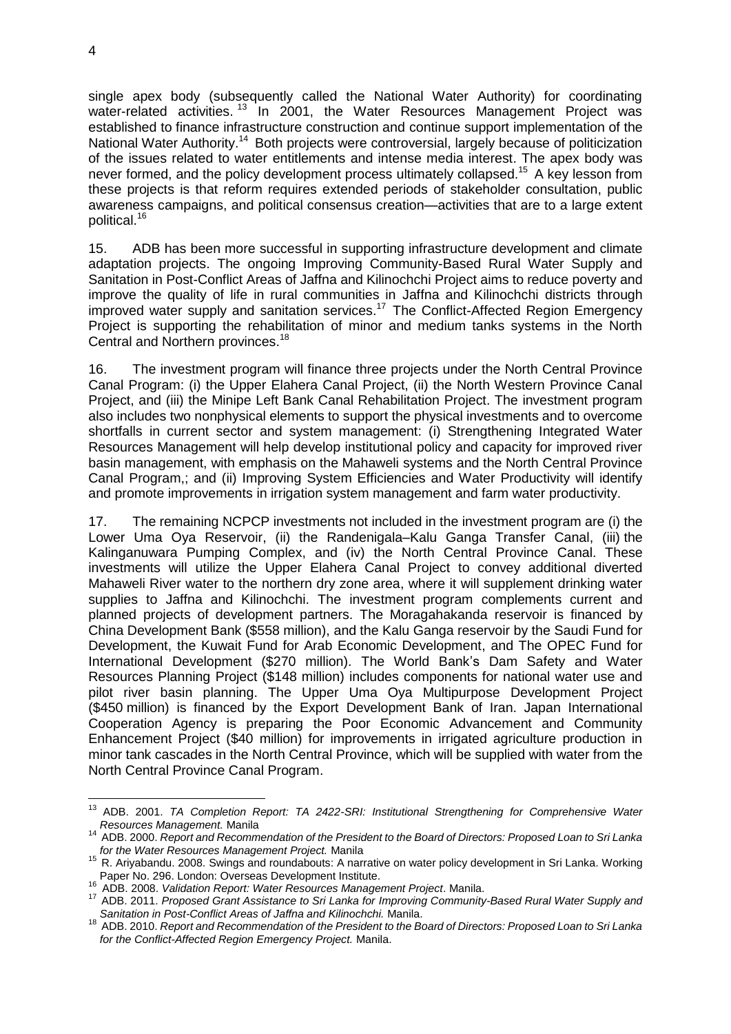single apex body (subsequently called the National Water Authority) for coordinating water-related activities.[13] In 2001, the Water Resources Management Project was established to finance infrastructure construction and continue support implementation of the National Water Authority.[14] Both projects were controversial, largely because of politicization of the issues related to water entitlements and intense media interest. The apex body was never formed, and the policy development process ultimately collapsed.[15] A key lesson from these projects is that reform requires extended periods of stakeholder consultation, public awareness campaigns, and political consensus creation—activities that are to a large extent political.[16]

15. ADB has been more successful in supporting infrastructure development and climate adaptation projects. The ongoing Improving Community-Based Rural Water Supply and Sanitation in Post-Conflict Areas of Jaffna and Kilinochchi Project aims to reduce poverty and improve the quality of life in rural communities in Jaffna and Kilinochchi districts through improved water supply and sanitation services.[17] The Conflict-Affected Region Emergency Project is supporting the rehabilitation of minor and medium tanks systems in the North Central and Northern provinces.[18]

16. The investment program will finance three projects under the North Central Province Canal Program: (i) the Upper Elahera Canal Project, (ii) the North Western Province Canal Project, and (iii) the Minipe Left Bank Canal Rehabilitation Project. The investment program also includes two nonphysical elements to support the physical investments and to overcome shortfalls in current sector and system management: (i) Strengthening Integrated Water Resources Management will help develop institutional policy and capacity for improved river basin management, with emphasis on the Mahaweli systems and the North Central Province Canal Program,; and (ii) Improving System Efficiencies and Water Productivity will identify and promote improvements in irrigation system management and farm water productivity.

17. The remaining NCPCP investments not included in the investment program are (i) the Lower Uma Oya Reservoir, (ii) the Randenigala–Kalu Ganga Transfer Canal, (iii) the Kalinganuwara Pumping Complex, and (iv) the North Central Province Canal. These investments will utilize the Upper Elahera Canal Project to convey additional diverted Mahaweli River water to the northern dry zone area, where it will supplement drinking water supplies to Jaffna and Kilinochchi. The investment program complements current and planned projects of development partners. The Moragahakanda reservoir is financed by China Development Bank ($558 million), and the Kalu Ganga reservoir by the Saudi Fund for Development, the Kuwait Fund for Arab Economic Development, and The OPEC Fund for International Development ($270 million). The World Bank's Dam Safety and Water Resources Planning Project ($148 million) includes components for national water use and pilot river basin planning. The Upper Uma Oya Multipurpose Development Project ($450 million) is financed by the Export Development Bank of Iran. Japan International Cooperation Agency is preparing the Poor Economic Advancement and Community Enhancement Project ($40 million) for improvements in irrigated agriculture production in minor tank cascades in the North Central Province, which will be supplied with water from the North Central Province Canal Program.

---

[13] ADB. 2001. *TA Completion Report: TA 2422-SRI: Institutional Strengthening for Comprehensive Water Resources Management.* Manila

[14] ADB. 2000. *Report and Recommendation of the President to the Board of Directors: Proposed Loan to Sri Lanka for the Water Resources Management Project.* Manila

[15] R. Ariyabandu. 2008. Swings and roundabouts: A narrative on water policy development in Sri Lanka. Working Paper No. 296. London: Overseas Development Institute.

[16] ADB. 2008. *Validation Report: Water Resources Management Project*. Manila.

[17] ADB. 2011. *Proposed Grant Assistance to Sri Lanka for Improving Community-Based Rural Water Supply and Sanitation in Post-Conflict Areas of Jaffna and Kilinochchi.* Manila.

[18] ADB. 2010. *Report and Recommendation of the President to the Board of Directors: Proposed Loan to Sri Lanka for the Conflict-Affected Region Emergency Project.* Manila.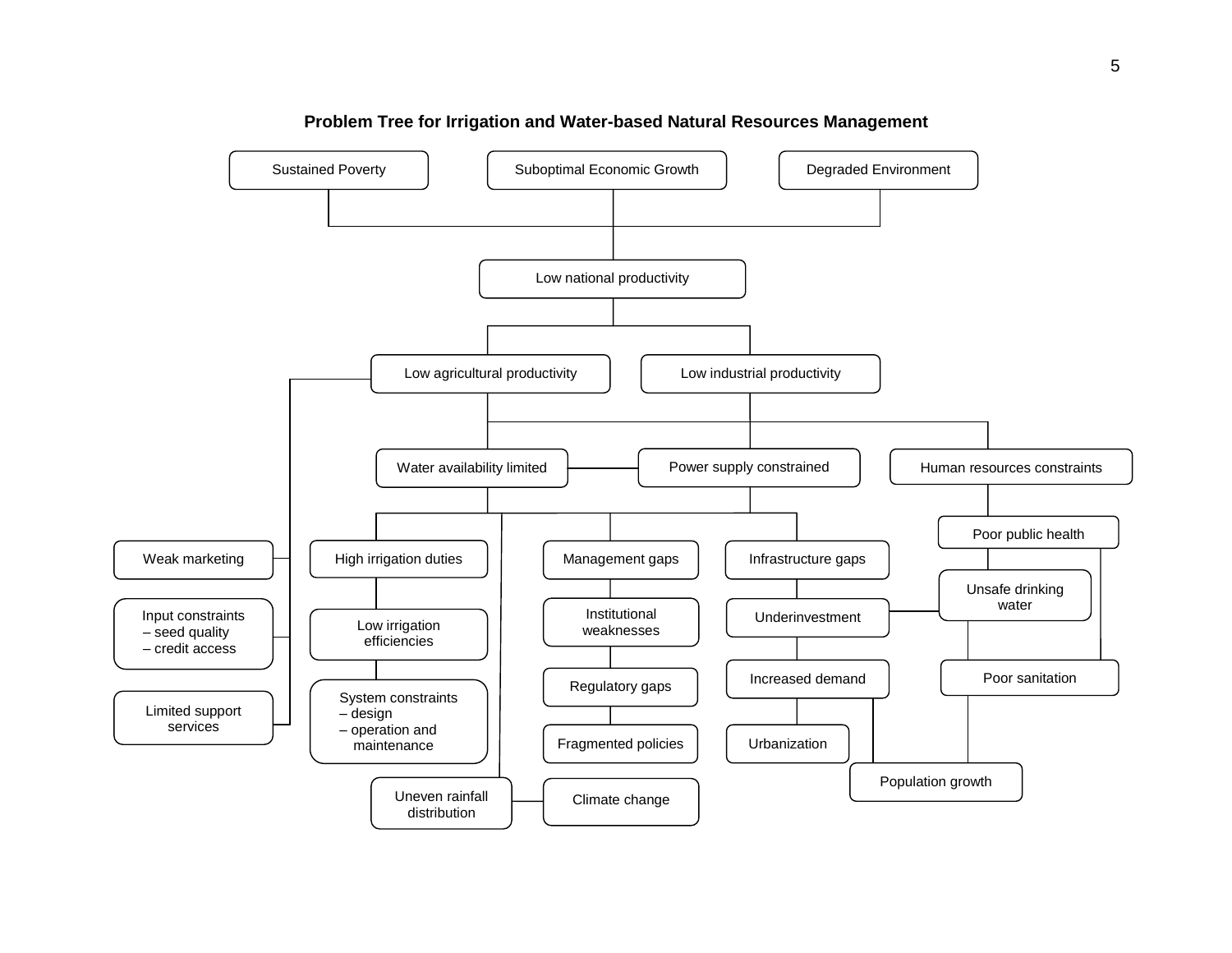**Problem Tree for Irrigation and Water-based Natural Resources Management**

Sustained Poverty

Suboptimal Economic Growth

Degraded Environment

Low national productivity

Low agricultural productivity

Low industrial productivity

Water availability limited

Power supply constrained

Human resources constraints

Poor public health

Weak marketing

Input constraints
– seed quality
– credit access

Limited support services

High irrigation duties

Low irrigation efficiencies

System constraints
– design
– operation and maintenance

Management gaps

Institutional weaknesses

Regulatory gaps

Fragmented policies

Infrastructure gaps

Underinvestment

Increased demand

Urbanization

Unsafe drinking water

Poor sanitation

Population growth

Uneven rainfall distribution

Climate change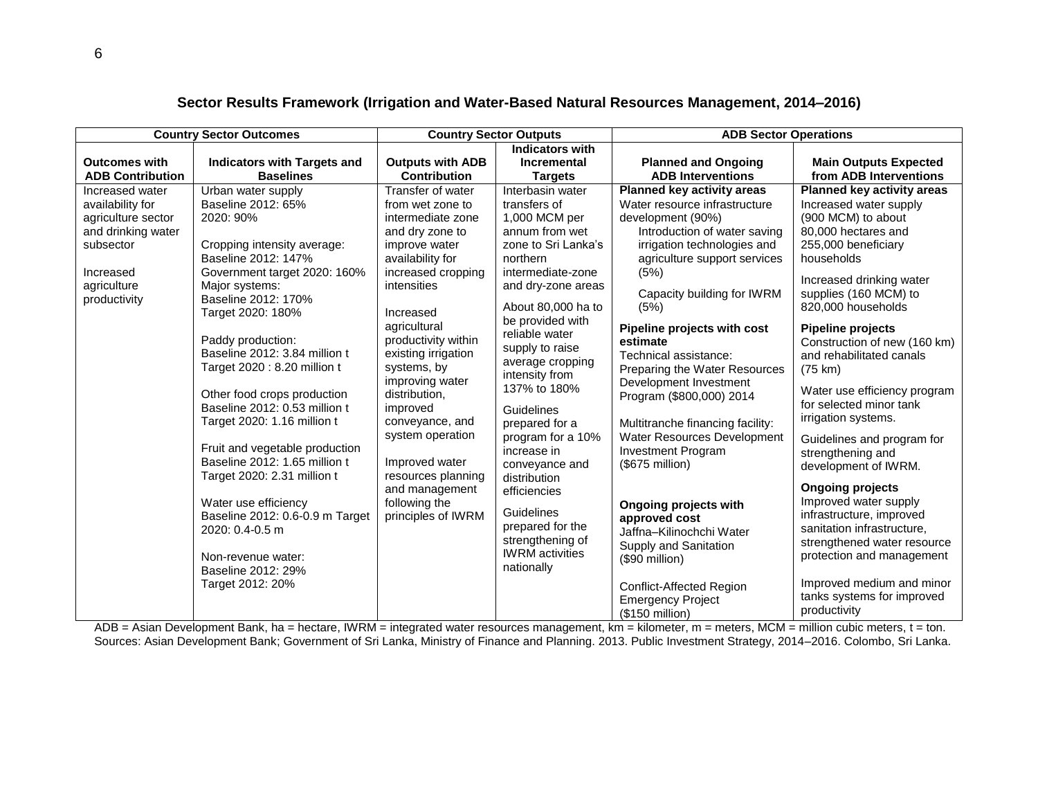**Sector Results Framework (Irrigation and Water-Based Natural Resources Management, 2014–2016)**

| Country Sector Outcomes | | Country Sector Outputs | | ADB Sector Operations | |
|---|---|---|---|---|---|
| **Outcomes with ADB Contribution** | **Indicators with Targets and Baselines** | **Outputs with ADB Contribution** | **Indicators with Incremental Targets** | **Planned and Ongoing ADB Interventions** | **Main Outputs Expected from ADB Interventions** |
| Increased water availability for agriculture sector and drinking water subsector<br><br>Increased agriculture productivity | Urban water supply<br>Baseline 2012: 65%<br>2020: 90%<br><br>Cropping intensity average:<br>Baseline 2012: 147%<br>Government target 2020: 160%<br>Major systems:<br>Baseline 2012: 170%<br>Target 2020: 180%<br><br>Paddy production:<br>Baseline 2012: 3.84 million t<br>Target 2020 : 8.20 million t<br><br>Other food crops production<br>Baseline 2012: 0.53 million t<br>Target 2020: 1.16 million t<br><br>Fruit and vegetable production<br>Baseline 2012: 1.65 million t<br>Target 2020: 2.31 million t<br><br>Water use efficiency<br>Baseline 2012: 0.6-0.9 m Target 2020: 0.4-0.5 m<br><br>Non-revenue water:<br>Baseline 2012: 29%<br>Target 2012: 20% | Transfer of water from wet zone to intermediate zone and dry zone to improve water availability for increased cropping intensities<br><br>Increased agricultural productivity within existing irrigation systems, by improving water distribution, improved conveyance, and system operation<br><br>Improved water resources planning and management following the principles of IWRM | Interbasin water transfers of 1,000 MCM per annum from wet zone to Sri Lanka's northern intermediate-zone and dry-zone areas<br><br>About 80,000 ha to be provided with reliable water supply to raise average cropping intensity from 137% to 180%<br><br>Guidelines prepared for a program for a 10% increase in conveyance and distribution efficiencies<br><br>Guidelines prepared for the strengthening of IWRM activities nationally | **Planned key activity areas**<br>Water resource infrastructure development (90%)<br>Introduction of water saving irrigation technologies and agriculture support services (5%)<br>Capacity building for IWRM (5%)<br><br>**Pipeline projects with cost estimate**<br>Technical assistance: Preparing the Water Resources Development Investment Program ($800,000) 2014<br><br>Multitranche financing facility: Water Resources Development Investment Program ($675 million)<br><br>**Ongoing projects with approved cost**<br>Jaffna–Kilinochchi Water Supply and Sanitation ($90 million)<br><br>Conflict-Affected Region Emergency Project ($150 million) | **Planned key activity areas**<br>Increased water supply (900 MCM) to about 80,000 hectares and 255,000 beneficiary households<br><br>Increased drinking water supplies (160 MCM) to 820,000 households<br><br>**Pipeline projects**<br>Construction of new (160 km) and rehabilitated canals (75 km)<br><br>Water use efficiency program for selected minor tank irrigation systems.<br><br>Guidelines and program for strengthening and development of IWRM.<br><br>**Ongoing projects**<br>Improved water supply infrastructure, improved sanitation infrastructure, strengthened water resource protection and management<br><br>Improved medium and minor tanks systems for improved productivity |

ADB = Asian Development Bank, ha = hectare, IWRM = integrated water resources management, km = kilometer, m = meters, MCM = million cubic meters, t = ton.
Sources: Asian Development Bank; Government of Sri Lanka, Ministry of Finance and Planning. 2013. Public Investment Strategy, 2014–2016. Colombo, Sri Lanka.